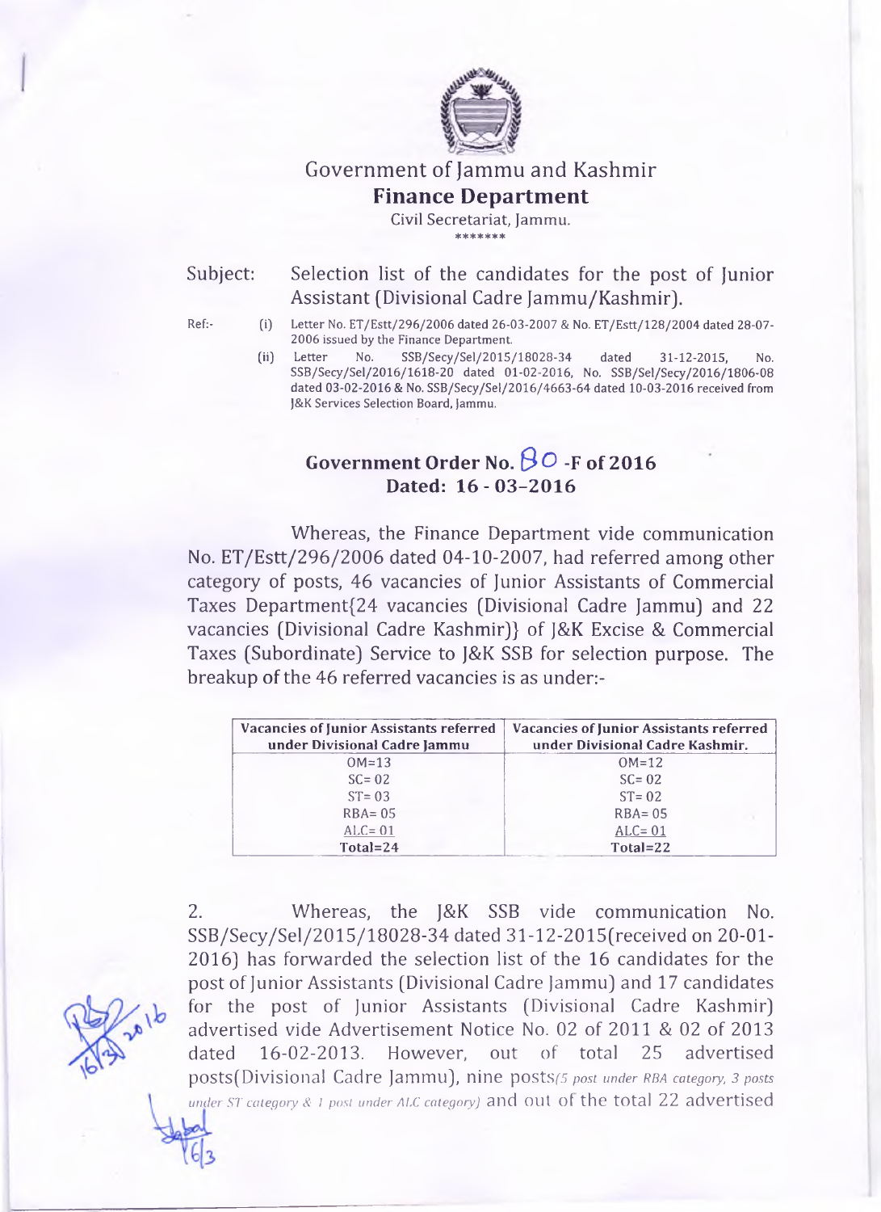# Government of Jammu and Kashmir

## Finance Department

Civil Secretariat, Jammu.

\*\*\*\*\*\*\*

**Subject:** Selection list of the candidates for the post of Junior Assistant (Divisional Cadre Jammu/Kashmir).

**Ref:-**

(i) Letter No. ET/Estt/296/2006 dated 26-03-2007 & No. ET/Estt/128/2004 dated 28-07-2006 issued by the Finance Department.

(ii) Letter No. SSB/Secy/Sel/2015/18028-34 dated 31-12-2015, No. SSB/Secy/Sel/2016/1618-20 dated 01-02-2016, No. SSB/Sel/Secy/2016/1806-08 dated 03-02-2016 & No. SSB/Secy/Sel/2016/4663-64 dated 10-03-2016 received from J&K Services Selection Board, Jammu.

### Government Order No. 80 -F of 2016
### Dated: 16 - 03-2016

Whereas, the Finance Department vide communication No. ET/Estt/296/2006 dated 04-10-2007, had referred among other category of posts, 46 vacancies of Junior Assistants of Commercial Taxes Department{24 vacancies (Divisional Cadre Jammu) and 22 vacancies (Divisional Cadre Kashmir)} of J&K Excise & Commercial Taxes (Subordinate) Service to J&K SSB for selection purpose. The breakup of the 46 referred vacancies is as under:-

| Vacancies of Junior Assistants referred under Divisional Cadre Jammu | Vacancies of Junior Assistants referred under Divisional Cadre Kashmir. |
|---|---|
| OM=13 | OM=12 |
| SC= 02 | SC= 02 |
| ST= 03 | ST= 02 |
| RBA= 05 | RBA= 05 |
| ALC= 01 | ALC= 01 |
| **Total=24** | **Total=22** |

2. Whereas, the J&K SSB vide communication No. SSB/Secy/Sel/2015/18028-34 dated 31-12-2015(received on 20-01-2016) has forwarded the selection list of the 16 candidates for the post of Junior Assistants (Divisional Cadre Jammu) and 17 candidates for the post of Junior Assistants (Divisional Cadre Kashmir) advertised vide Advertisement Notice No. 02 of 2011 & 02 of 2013 dated 16-02-2013. However, out of total 25 advertised posts(Divisional Cadre Jammu), nine posts*(5 post under RBA category, 3 posts under ST category & 1 post under ALC category)* and out of the total 22 advertised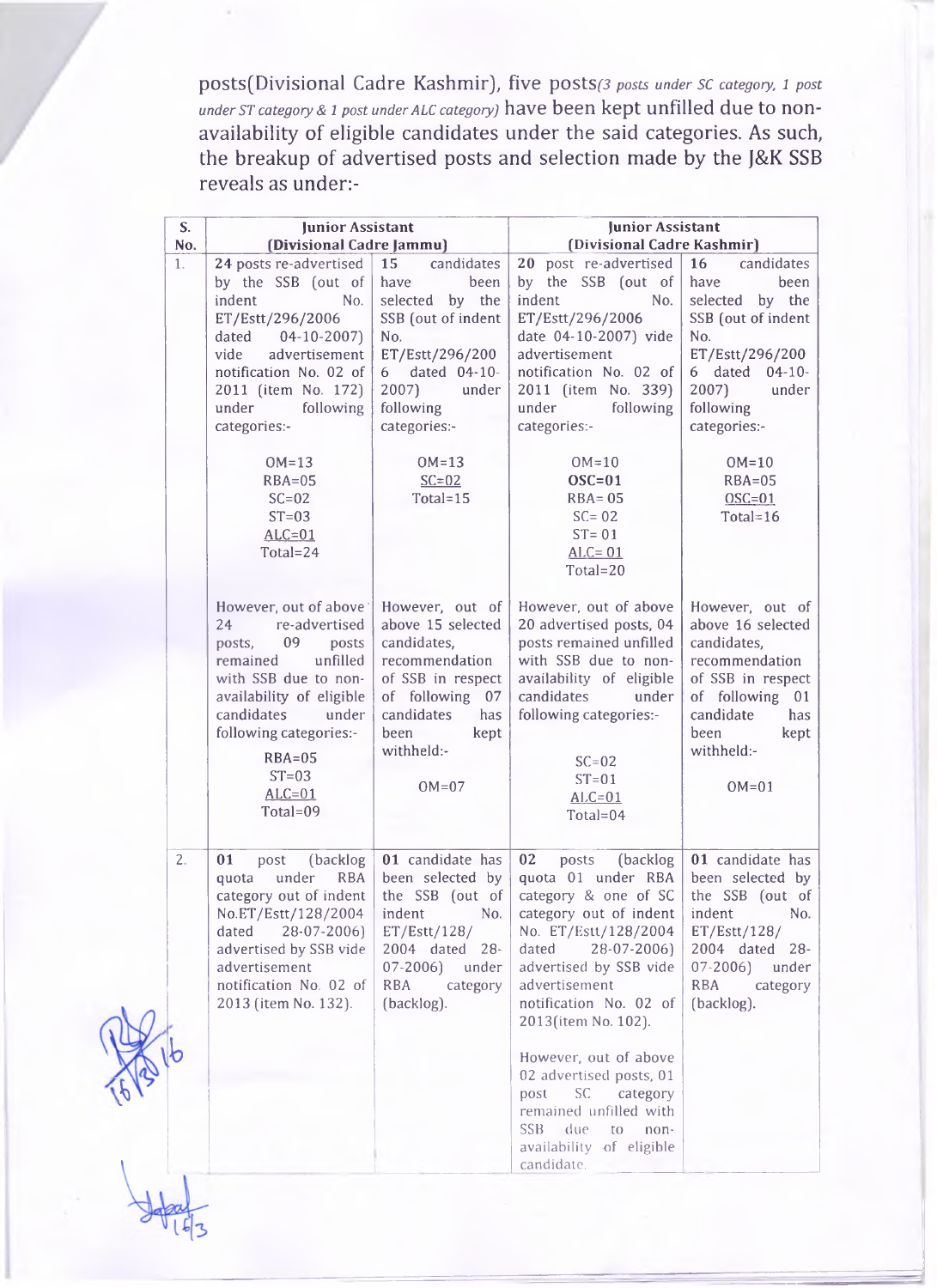posts(Divisional Cadre Kashmir), five posts*(3 posts under SC category, 1 post under ST category & 1 post under ALC category)* have been kept unfilled due to non-availability of eligible candidates under the said categories. As such, the breakup of advertised posts and selection made by the J&K SSB reveals as under:-

| S. No. | Junior Assistant (Divisional Cadre Jammu) | | Junior Assistant (Divisional Cadre Kashmir) | |
|---|---|---|---|---|
| 1. | **24** posts re-advertised by the SSB (out of indent No. ET/Estt/296/2006 dated 04-10-2007) vide advertisement notification No. 02 of 2011 (item No. 172) under following categories:- <br><br> OM=13 <br> RBA=05 <br> SC=02 <br> ST=03 <br> ALC=01 <br> Total=24 | **15** candidates have been selected by the SSB (out of indent No. ET/Estt/296/2006 dated 04-10-2007) under following categories:- <br><br> OM=13 <br> SC=02 <br> Total=15 | **20** post re-advertised by the SSB (out of indent No. ET/Estt/296/2006 date 04-10-2007) vide advertisement notification No. 02 of 2011 (item No. 339) under following categories:- <br><br> OM=10 <br> **OSC=01** <br> RBA= 05 <br> SC= 02 <br> ST= 01 <br> ALC= 01 <br> Total=20 | **16** candidates have been selected by the SSB (out of indent No. ET/Estt/296/2006 dated 04-10-2007) under following categories:- <br><br> OM=10 <br> RBA=05 <br> OSC=01 <br> Total=16 |
| | However, out of above 24 re-advertised posts, 09 posts remained unfilled with SSB due to non-availability of eligible candidates under following categories:- <br><br> RBA=05 <br> ST=03 <br> ALC=01 <br> Total=09 | However, out of above 15 selected candidates, recommendation of SSB in respect of following 07 candidates has been kept withheld:- <br><br> OM=07 | However, out of above 20 advertised posts, 04 posts remained unfilled with SSB due to non-availability of eligible candidates under following categories:- <br><br> SC=02 <br> ST=01 <br> ALC=01 <br> Total=04 | However, out of above 16 selected candidates, recommendation of SSB in respect of following 01 candidate has been kept withheld:- <br><br> OM=01 |
| 2. | **01** post (backlog quota under RBA category out of indent No.ET/Estt/128/2004 dated 28-07-2006) advertised by SSB vide advertisement notification No. 02 of 2013 (item No. 132). | **01** candidate has been selected by the SSB (out of indent No. ET/Estt/128/ 2004 dated 28-07-2006) under RBA category (backlog). | **02** posts (backlog quota 01 under RBA category & one of SC category out of indent No. ET/Estt/128/2004 dated 28-07-2006) advertised by SSB vide advertisement notification No. 02 of 2013(item No. 102). <br><br> However, out of above 02 advertised posts, 01 post SC category remained unfilled with SSB due to non-availability of eligible candidate. | **01** candidate has been selected by the SSB (out of indent No. ET/Estt/128/ 2004 dated 28-07-2006) under RBA category (backlog). |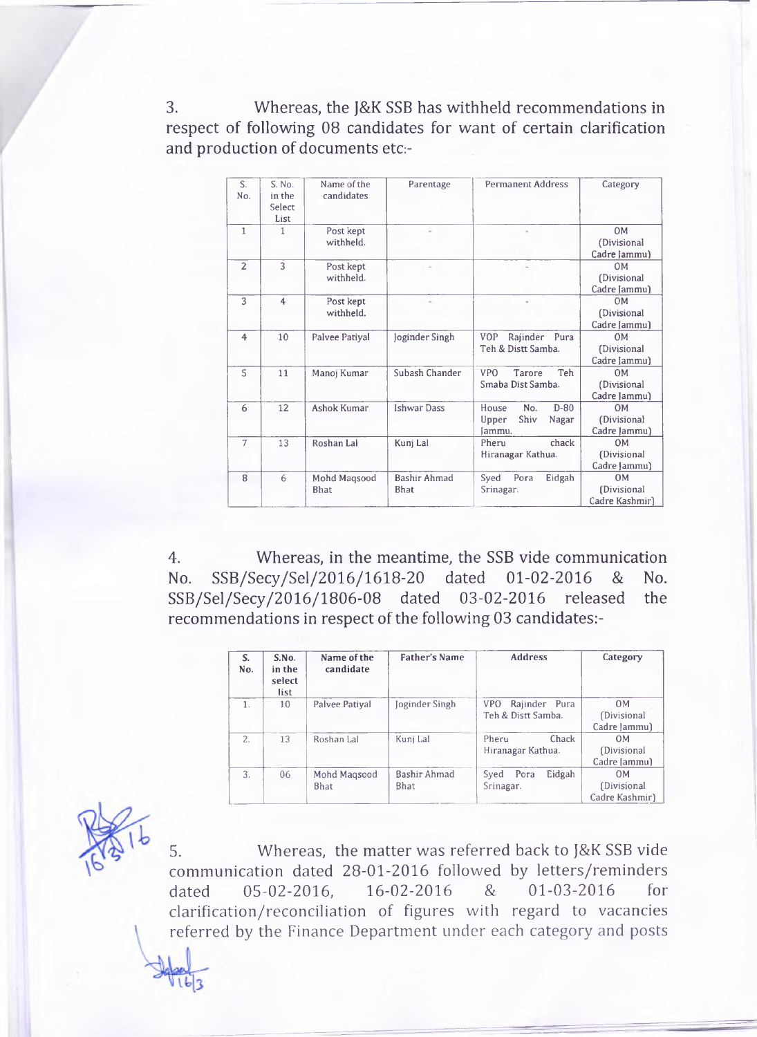3. Whereas, the J&K SSB has withheld recommendations in respect of following 08 candidates for want of certain clarification and production of documents etc:-

| S. No. | S. No. in the Select List | Name of the candidates | Parentage | Permanent Address | Category |
|---|---|---|---|---|---|
| 1 | 1 | Post kept withheld. | - | - | OM (Divisional Cadre Jammu) |
| 2 | 3 | Post kept withheld. | - | - | OM (Divisional Cadre Jammu) |
| 3 | 4 | Post kept withheld. | - | - | OM (Divisional Cadre Jammu) |
| 4 | 10 | Palvee Patiyal | Joginder Singh | VOP Rajinder Pura Teh & Distt Samba. | OM (Divisional Cadre Jammu) |
| 5 | 11 | Manoj Kumar | Subash Chander | VPO Tarore Teh Smaba Dist Samba. | OM (Divisional Cadre Jammu) |
| 6 | 12 | Ashok Kumar | Ishwar Dass | House No. D-80 Upper Shiv Nagar Jammu. | OM (Divisional Cadre Jammu) |
| 7 | 13 | Roshan Lal | Kunj Lal | Pheru chack Hiranagar Kathua. | OM (Divisional Cadre Jammu) |
| 8 | 6 | Mohd Maqsood Bhat | Bashir Ahmad Bhat | Syed Pora Eidgah Srinagar. | OM (Divisional Cadre Kashmir) |

4. Whereas, in the meantime, the SSB vide communication No. SSB/Secy/Sel/2016/1618-20 dated 01-02-2016 & No. SSB/Sel/Secy/2016/1806-08 dated 03-02-2016 released the recommendations in respect of the following 03 candidates:-

| S. No. | S.No. in the select list | Name of the candidate | Father's Name | Address | Category |
|---|---|---|---|---|---|
| 1. | 10 | Palvee Patiyal | Joginder Singh | VPO Rajinder Pura Teh & Distt Samba. | OM (Divisional Cadre Jammu) |
| 2. | 13 | Roshan Lal | Kunj Lal | Pheru Chack Hiranagar Kathua. | OM (Divisional Cadre Jammu) |
| 3. | 06 | Mohd Maqsood Bhat | Bashir Ahmad Bhat | Syed Pora Eidgah Srinagar. | OM (Divisional Cadre Kashmir) |

5. Whereas, the matter was referred back to J&K SSB vide communication dated 28-01-2016 followed by letters/reminders dated 05-02-2016, 16-02-2016 & 01-03-2016 for clarification/reconciliation of figures with regard to vacancies referred by the Finance Department under each category and posts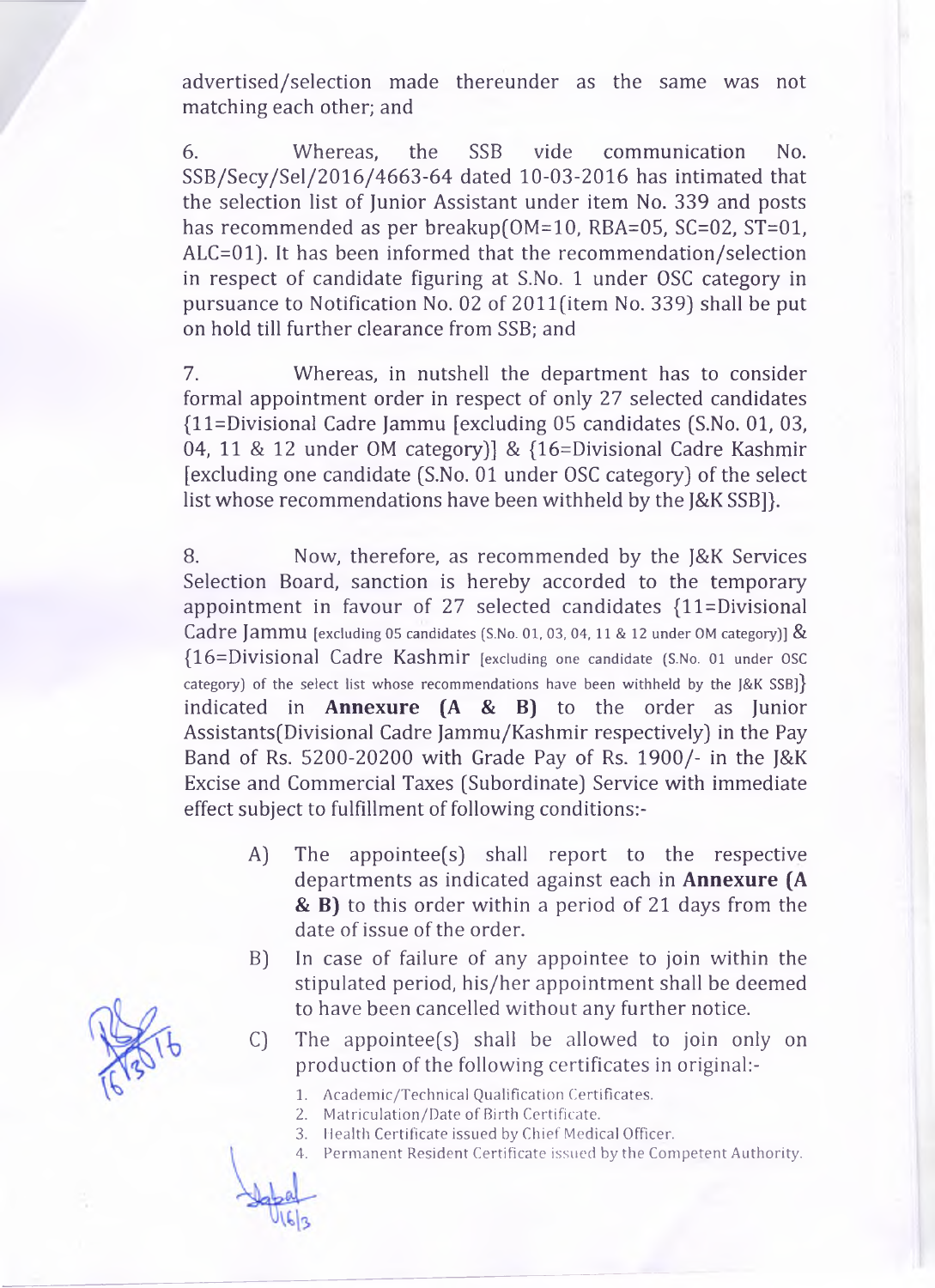advertised/selection made thereunder as the same was not matching each other; and

6. Whereas, the SSB vide communication No. SSB/Secy/Sel/2016/4663-64 dated 10-03-2016 has intimated that the selection list of Junior Assistant under item No. 339 and posts has recommended as per breakup(OM=10, RBA=05, SC=02, ST=01, ALC=01). It has been informed that the recommendation/selection in respect of candidate figuring at S.No. 1 under OSC category in pursuance to Notification No. 02 of 2011(item No. 339) shall be put on hold till further clearance from SSB; and

7. Whereas, in nutshell the department has to consider formal appointment order in respect of only 27 selected candidates {11=Divisional Cadre Jammu [excluding 05 candidates (S.No. 01, 03, 04, 11 & 12 under OM category)] & {16=Divisional Cadre Kashmir [excluding one candidate (S.No. 01 under OSC category) of the select list whose recommendations have been withheld by the J&K SSB]}.

8. Now, therefore, as recommended by the J&K Services Selection Board, sanction is hereby accorded to the temporary appointment in favour of 27 selected candidates {11=Divisional Cadre Jammu [excluding 05 candidates (S.No. 01, 03, 04, 11 & 12 under OM category)] & {16=Divisional Cadre Kashmir [excluding one candidate (S.No. 01 under OSC category) of the select list whose recommendations have been withheld by the J&K SSB]} indicated in **Annexure (A & B)** to the order as Junior Assistants(Divisional Cadre Jammu/Kashmir respectively) in the Pay Band of Rs. 5200-20200 with Grade Pay of Rs. 1900/- in the J&K Excise and Commercial Taxes (Subordinate) Service with immediate effect subject to fulfillment of following conditions:-

A) The appointee(s) shall report to the respective departments as indicated against each in **Annexure (A & B)** to this order within a period of 21 days from the date of issue of the order.

B) In case of failure of any appointee to join within the stipulated period, his/her appointment shall be deemed to have been cancelled without any further notice.

C) The appointee(s) shall be allowed to join only on production of the following certificates in original:-

1. Academic/Technical Qualification Certificates.
2. Matriculation/Date of Birth Certificate.
3. Health Certificate issued by Chief Medical Officer.
4. Permanent Resident Certificate issued by the Competent Authority.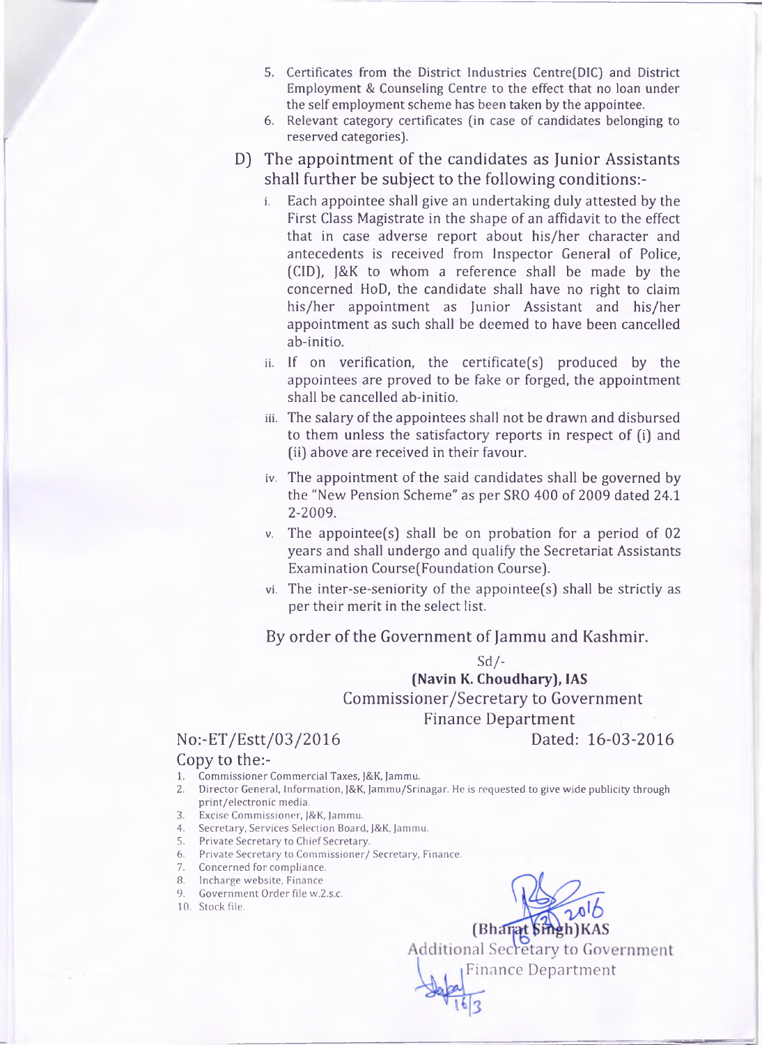5. Certificates from the District Industries Centre(DIC) and District Employment & Counseling Centre to the effect that no loan under the self employment scheme has been taken by the appointee.
6. Relevant category certificates (in case of candidates belonging to reserved categories).

D) The appointment of the candidates as Junior Assistants shall further be subject to the following conditions:-

i. Each appointee shall give an undertaking duly attested by the First Class Magistrate in the shape of an affidavit to the effect that in case adverse report about his/her character and antecedents is received from Inspector General of Police, (CID), J&K to whom a reference shall be made by the concerned HoD, the candidate shall have no right to claim his/her appointment as Junior Assistant and his/her appointment as such shall be deemed to have been cancelled ab-initio.

ii. If on verification, the certificate(s) produced by the appointees are proved to be fake or forged, the appointment shall be cancelled ab-initio.

iii. The salary of the appointees shall not be drawn and disbursed to them unless the satisfactory reports in respect of (i) and (ii) above are received in their favour.

iv. The appointment of the said candidates shall be governed by the "New Pension Scheme" as per SRO 400 of 2009 dated 24.1 2-2009.

v. The appointee(s) shall be on probation for a period of 02 years and shall undergo and qualify the Secretariat Assistants Examination Course(Foundation Course).

vi. The inter-se-seniority of the appointee(s) shall be strictly as per their merit in the select list.

By order of the Government of Jammu and Kashmir.

Sd/-

**(Navin K. Choudhary), IAS**
Commissioner/Secretary to Government
Finance Department

No:-ET/Estt/03/2016 Dated: 16-03-2016

Copy to the:-

1. Commissioner Commercial Taxes, J&K, Jammu.
2. Director General, Information, J&K, Jammu/Srinagar. He is requested to give wide publicity through print/electronic media.
3. Excise Commissioner, J&K, Jammu.
4. Secretary, Services Selection Board, J&K, Jammu.
5. Private Secretary to Chief Secretary.
6. Private Secretary to Commissioner/ Secretary, Finance.
7. Concerned for compliance.
8. Incharge website, Finance
9. Government Order file w.2.s.c.
10. Stock file.

16-3-2016

**(Bharat Singh)KAS**
Additional Secretary to Government
Finance Department

16/3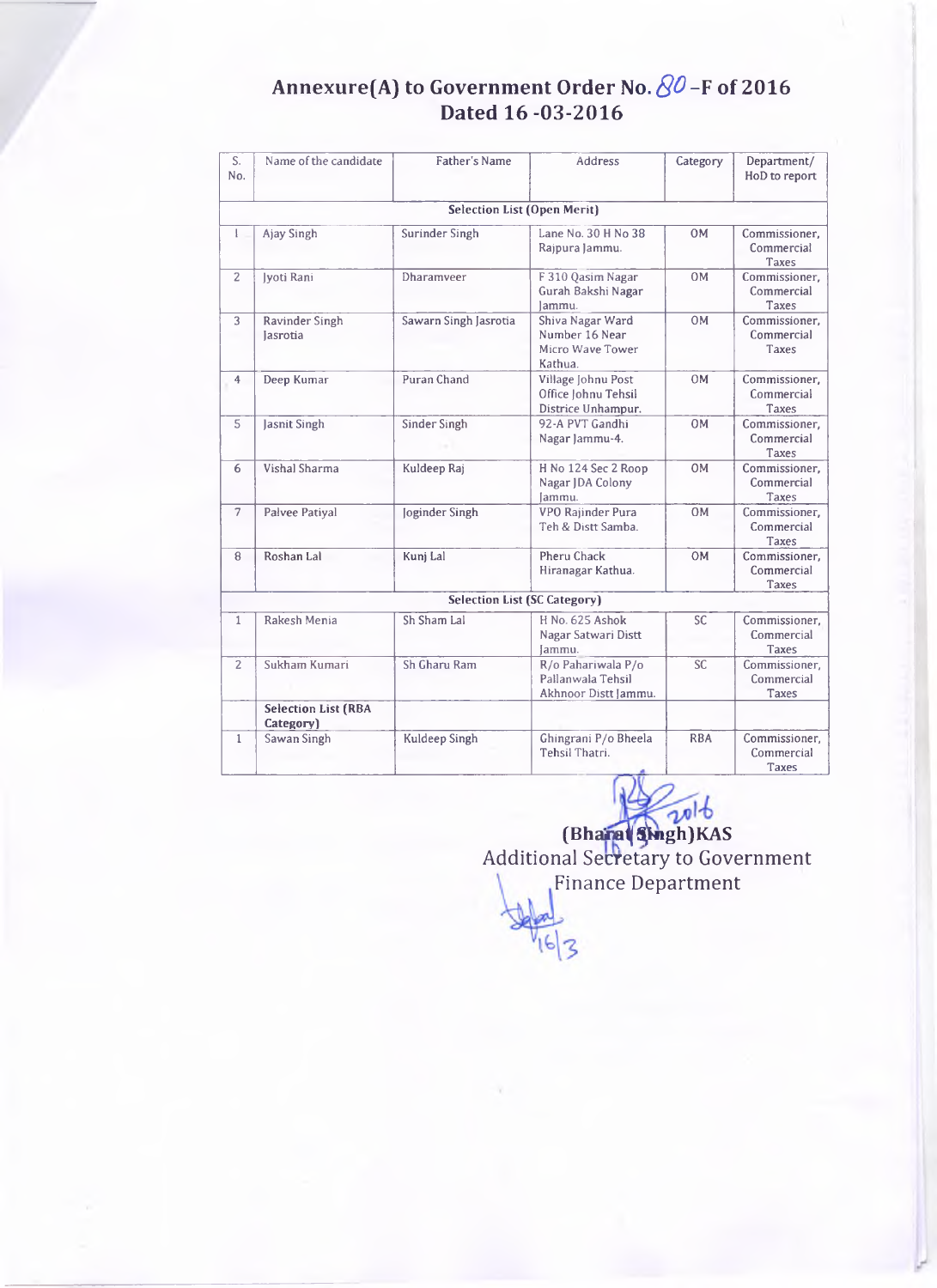# Annexure(A) to Government Order No. 80 –F of 2016 Dated 16 -03-2016

| S. No. | Name of the candidate | Father's Name | Address | Category | Department/ HoD to report |
|---|---|---|---|---|---|
| | | **Selection List (Open Merit)** | | | |
| 1 | Ajay Singh | Surinder Singh | Lane No. 30 H No 38 Rajpura Jammu. | OM | Commissioner, Commercial Taxes |
| 2 | Jyoti Rani | Dharamveer | F 310 Qasim Nagar Gurah Bakshi Nagar Jammu. | OM | Commissioner, Commercial Taxes |
| 3 | Ravinder Singh Jasrotia | Sawarn Singh Jasrotia | Shiva Nagar Ward Number 16 Near Micro Wave Tower Kathua. | OM | Commissioner, Commercial Taxes |
| 4 | Deep Kumar | Puran Chand | Village Johnu Post Office Johnu Tehsil Districe Unhampur. | OM | Commissioner, Commercial Taxes |
| 5 | Jasnit Singh | Sinder Singh | 92-A PVT Gandhi Nagar Jammu-4. | OM | Commissioner, Commercial Taxes |
| 6 | Vishal Sharma | Kuldeep Raj | H No 124 Sec 2 Roop Nagar JDA Colony Jammu. | OM | Commissioner, Commercial Taxes |
| 7 | Palvee Patiyal | Joginder Singh | VPO Rajinder Pura Teh & Distt Samba. | OM | Commissioner, Commercial Taxes |
| 8 | Roshan Lal | Kunj Lal | Pheru Chack Hiranagar Kathua. | OM | Commissioner, Commercial Taxes |
| | | **Selection List (SC Category)** | | | |
| 1 | Rakesh Menia | Sh Sham Lal | H No. 625 Ashok Nagar Satwari Distt Jammu. | SC | Commissioner, Commercial Taxes |
| 2 | Sukham Kumari | Sh Gharu Ram | R/o Pahariwala P/o Pallanwala Tehsil Akhnoor Distt Jammu. | SC | Commissioner, Commercial Taxes |
| | **Selection List (RBA Category)** | | | | |
| 1 | Sawan Singh | Kuldeep Singh | Ghingrani P/o Bheela Tehsil Thatri. | RBA | Commissioner, Commercial Taxes |

**(Bharat Singh)KAS**
Additional Secretary to Government
Finance Department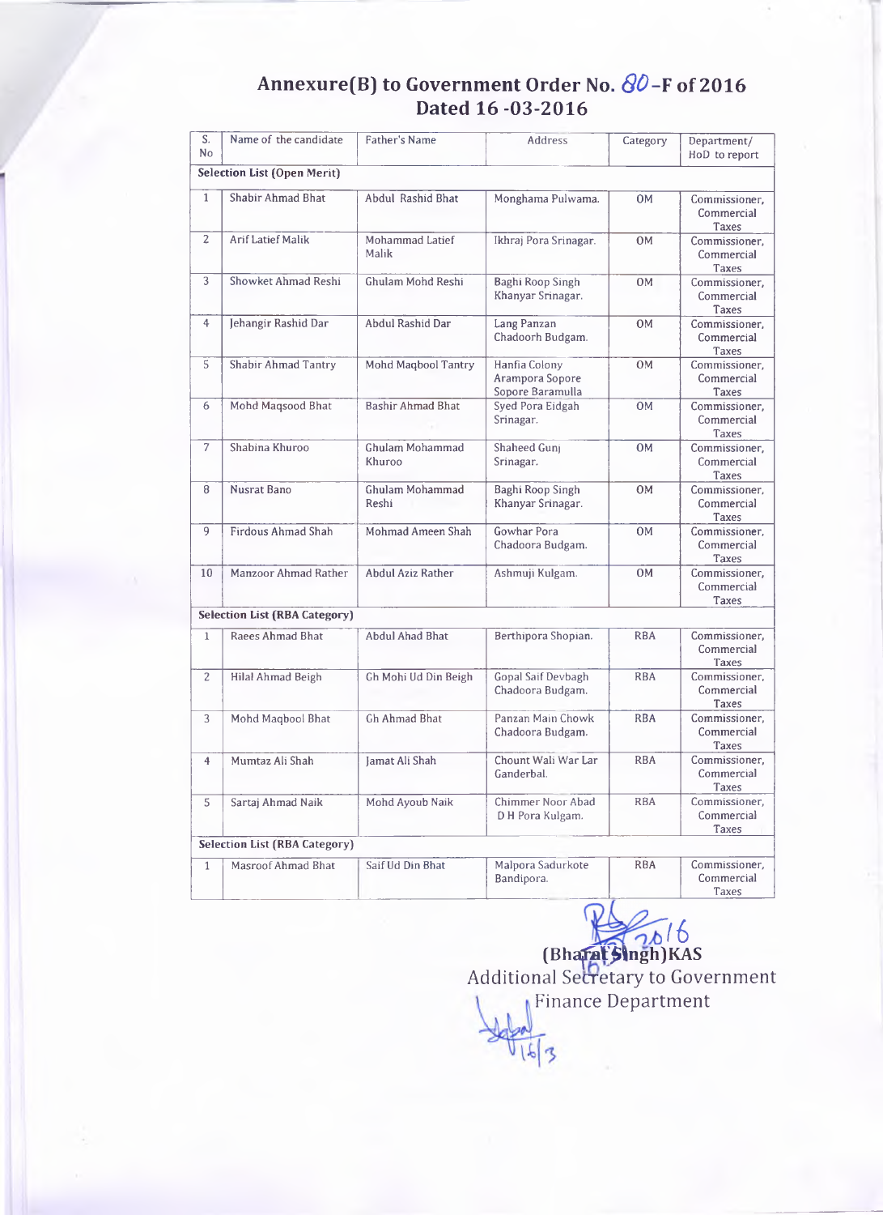## Annexure(B) to Government Order No. 80-F of 2016
## Dated 16-03-2016

| S. No | Name of the candidate | Father's Name | Address | Category | Department/ HoD to report |
|---|---|---|---|---|---|
| **Selection List (Open Merit)** | | | | | |
| 1 | Shabir Ahmad Bhat | Abdul Rashid Bhat | Monghama Pulwama. | OM | Commissioner, Commercial Taxes |
| 2 | Arif Latief Malik | Mohammad Latief Malik | Ikhraj Pora Srinagar. | OM | Commissioner, Commercial Taxes |
| 3 | Showket Ahmad Reshi | Ghulam Mohd Reshi | Baghi Roop Singh Khanyar Srinagar. | OM | Commissioner, Commercial Taxes |
| 4 | Jehangir Rashid Dar | Abdul Rashid Dar | Lang Panzan Chadoorh Budgam. | OM | Commissioner, Commercial Taxes |
| 5 | Shabir Ahmad Tantry | Mohd Maqbool Tantry | Hanfia Colony Arampora Sopore Sopore Baramulla | OM | Commissioner, Commercial Taxes |
| 6 | Mohd Maqsood Bhat | Bashir Ahmad Bhat | Syed Pora Eidgah Srinagar. | OM | Commissioner, Commercial Taxes |
| 7 | Shabina Khuroo | Ghulam Mohammad Khuroo | Shaheed Gunj Srinagar. | OM | Commissioner, Commercial Taxes |
| 8 | Nusrat Bano | Ghulam Mohammad Reshi | Baghi Roop Singh Khanyar Srinagar. | OM | Commissioner, Commercial Taxes |
| 9 | Firdous Ahmad Shah | Mohmad Ameen Shah | Gowhar Pora Chadoora Budgam. | OM | Commissioner, Commercial Taxes |
| 10 | Manzoor Ahmad Rather | Abdul Aziz Rather | Ashmuji Kulgam. | OM | Commissioner, Commercial Taxes |
| **Selection List (RBA Category)** | | | | | |
| 1 | Raees Ahmad Bhat | Abdul Ahad Bhat | Berthipora Shopian. | RBA | Commissioner, Commercial Taxes |
| 2 | Hilal Ahmad Beigh | Gh Mohi Ud Din Beigh | Gopal Saif Devbagh Chadoora Budgam. | RBA | Commissioner, Commercial Taxes |
| 3 | Mohd Maqbool Bhat | Gh Ahmad Bhat | Panzan Main Chowk Chadoora Budgam. | RBA | Commissioner, Commercial Taxes |
| 4 | Mumtaz Ali Shah | Jamat Ali Shah | Chount Wali War Lar Ganderbal. | RBA | Commissioner, Commercial Taxes |
| 5 | Sartaj Ahmad Naik | Mohd Ayoub Naik | Chimmer Noor Abad D H Pora Kulgam. | RBA | Commissioner, Commercial Taxes |
| **Selection List (RBA Category)** | | | | | |
| 1 | Masroof Ahmad Bhat | Saif Ud Din Bhat | Malpora Sadurkote Bandipora. | RBA | Commissioner, Commercial Taxes |

(Bharat Singh)KAS
Additional Secretary to Government
Finance Department